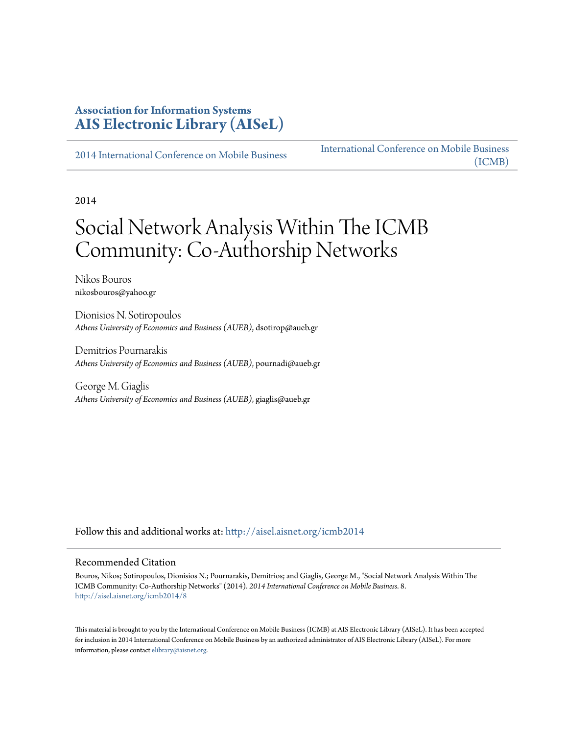**Association for Information Systems**
**AIS Electronic Library (AISeL)**

2014 International Conference on Mobile Business | International Conference on Mobile Business (ICMB)

2014

# Social Network Analysis Within The ICMB Community: Co-Authorship Networks

Nikos Bouros
nikosbouros@yahoo.gr

Dionisios N. Sotiropoulos
*Athens University of Economics and Business (AUEB)*, dsotirop@aueb.gr

Demitrios Pournarakis
*Athens University of Economics and Business (AUEB)*, pournadi@aueb.gr

George M. Giaglis
*Athens University of Economics and Business (AUEB)*, giaglis@aueb.gr

Follow this and additional works at: http://aisel.aisnet.org/icmb2014

## Recommended Citation

Bouros, Nikos; Sotiropoulos, Dionisios N.; Pournarakis, Demitrios; and Giaglis, George M., "Social Network Analysis Within The ICMB Community: Co-Authorship Networks" (2014). *2014 International Conference on Mobile Business*. 8.
http://aisel.aisnet.org/icmb2014/8

This material is brought to you by the International Conference on Mobile Business (ICMB) at AIS Electronic Library (AISeL). It has been accepted for inclusion in 2014 International Conference on Mobile Business by an authorized administrator of AIS Electronic Library (AISeL). For more information, please contact elibrary@aisnet.org.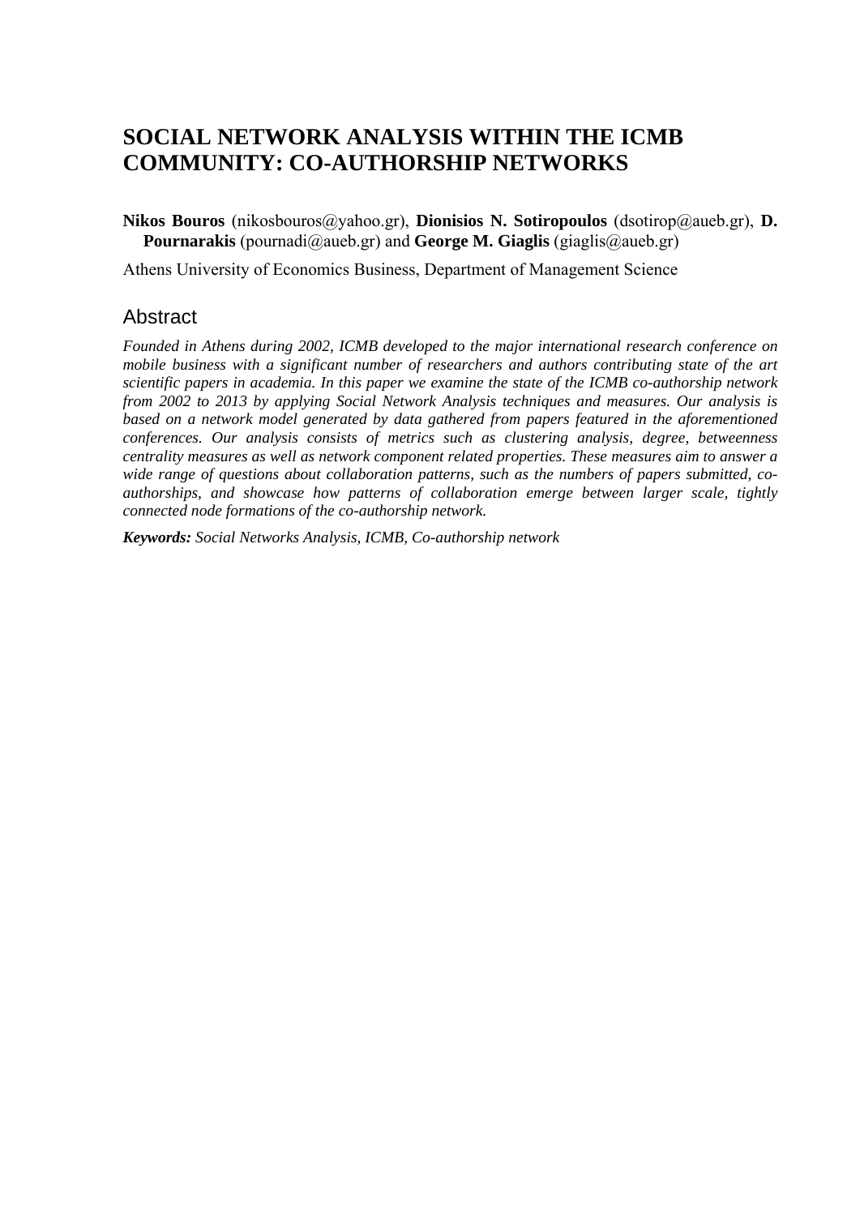# SOCIAL NETWORK ANALYSIS WITHIN THE ICMB COMMUNITY: CO-AUTHORSHIP NETWORKS

**Nikos Bouros** (nikosbouros@yahoo.gr), **Dionisios N. Sotiropoulos** (dsotirop@aueb.gr), **D. Pournarakis** (pournadi@aueb.gr) and **George M. Giaglis** (giaglis@aueb.gr)

Athens University of Economics Business, Department of Management Science

## Abstract

*Founded in Athens during 2002, ICMB developed to the major international research conference on mobile business with a significant number of researchers and authors contributing state of the art scientific papers in academia. In this paper we examine the state of the ICMB co-authorship network from 2002 to 2013 by applying Social Network Analysis techniques and measures. Our analysis is based on a network model generated by data gathered from papers featured in the aforementioned conferences. Our analysis consists of metrics such as clustering analysis, degree, betweenness centrality measures as well as network component related properties. These measures aim to answer a wide range of questions about collaboration patterns, such as the numbers of papers submitted, co-authorships, and showcase how patterns of collaboration emerge between larger scale, tightly connected node formations of the co-authorship network.*

***Keywords:*** *Social Networks Analysis, ICMB, Co-authorship network*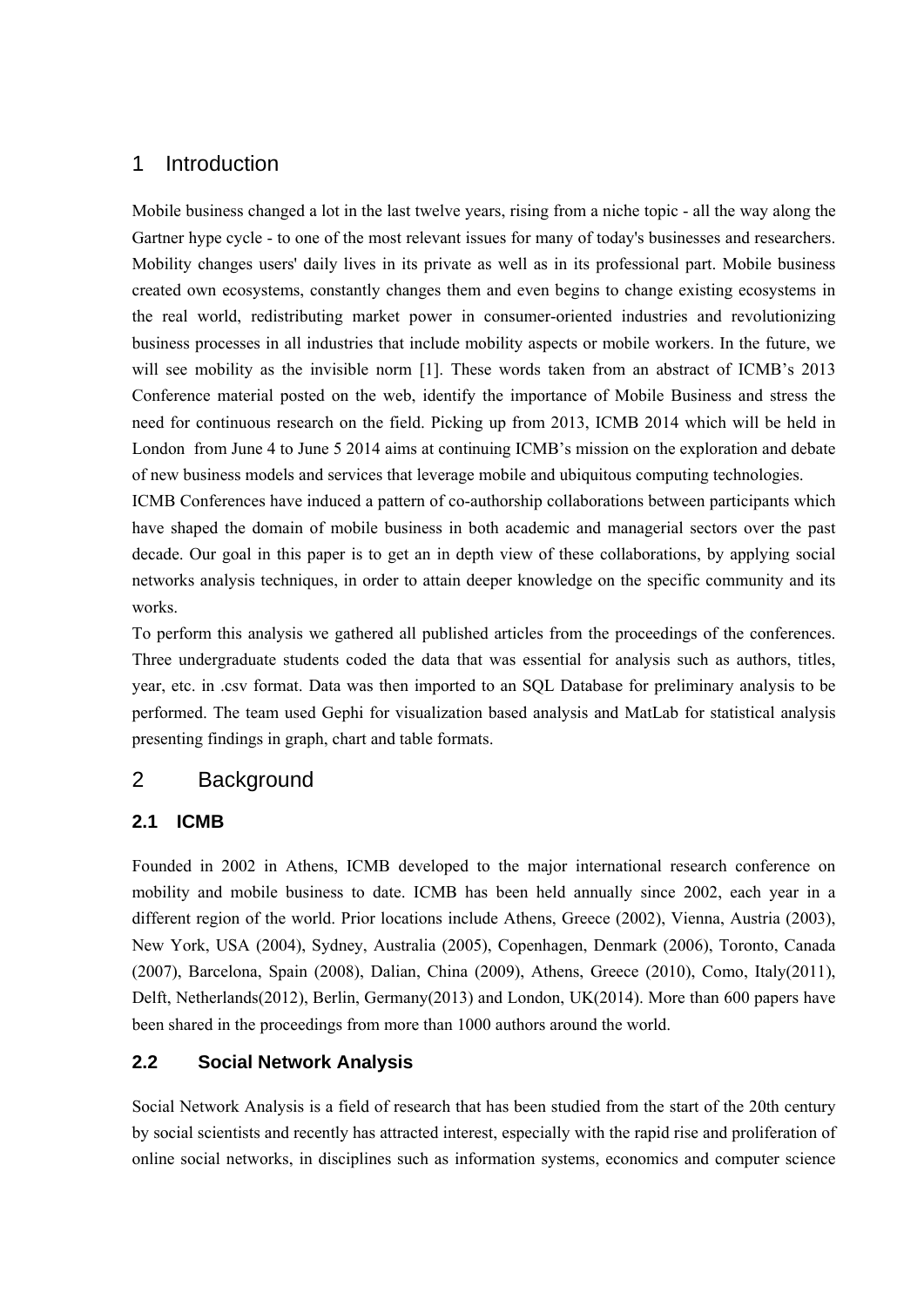# 1 Introduction

Mobile business changed a lot in the last twelve years, rising from a niche topic - all the way along the Gartner hype cycle - to one of the most relevant issues for many of today's businesses and researchers. Mobility changes users' daily lives in its private as well as in its professional part. Mobile business created own ecosystems, constantly changes them and even begins to change existing ecosystems in the real world, redistributing market power in consumer-oriented industries and revolutionizing business processes in all industries that include mobility aspects or mobile workers. In the future, we will see mobility as the invisible norm [1]. These words taken from an abstract of ICMB's 2013 Conference material posted on the web, identify the importance of Mobile Business and stress the need for continuous research on the field. Picking up from 2013, ICMB 2014 which will be held in London from June 4 to June 5 2014 aims at continuing ICMB's mission on the exploration and debate of new business models and services that leverage mobile and ubiquitous computing technologies.

ICMB Conferences have induced a pattern of co-authorship collaborations between participants which have shaped the domain of mobile business in both academic and managerial sectors over the past decade. Our goal in this paper is to get an in depth view of these collaborations, by applying social networks analysis techniques, in order to attain deeper knowledge on the specific community and its works.

To perform this analysis we gathered all published articles from the proceedings of the conferences. Three undergraduate students coded the data that was essential for analysis such as authors, titles, year, etc. in .csv format. Data was then imported to an SQL Database for preliminary analysis to be performed. The team used Gephi for visualization based analysis and MatLab for statistical analysis presenting findings in graph, chart and table formats.

# 2 Background

## 2.1 ICMB

Founded in 2002 in Athens, ICMB developed to the major international research conference on mobility and mobile business to date. ICMB has been held annually since 2002, each year in a different region of the world. Prior locations include Athens, Greece (2002), Vienna, Austria (2003), New York, USA (2004), Sydney, Australia (2005), Copenhagen, Denmark (2006), Toronto, Canada (2007), Barcelona, Spain (2008), Dalian, China (2009), Athens, Greece (2010), Como, Italy(2011), Delft, Netherlands(2012), Berlin, Germany(2013) and London, UK(2014). More than 600 papers have been shared in the proceedings from more than 1000 authors around the world.

## 2.2 Social Network Analysis

Social Network Analysis is a field of research that has been studied from the start of the 20th century by social scientists and recently has attracted interest, especially with the rapid rise and proliferation of online social networks, in disciplines such as information systems, economics and computer science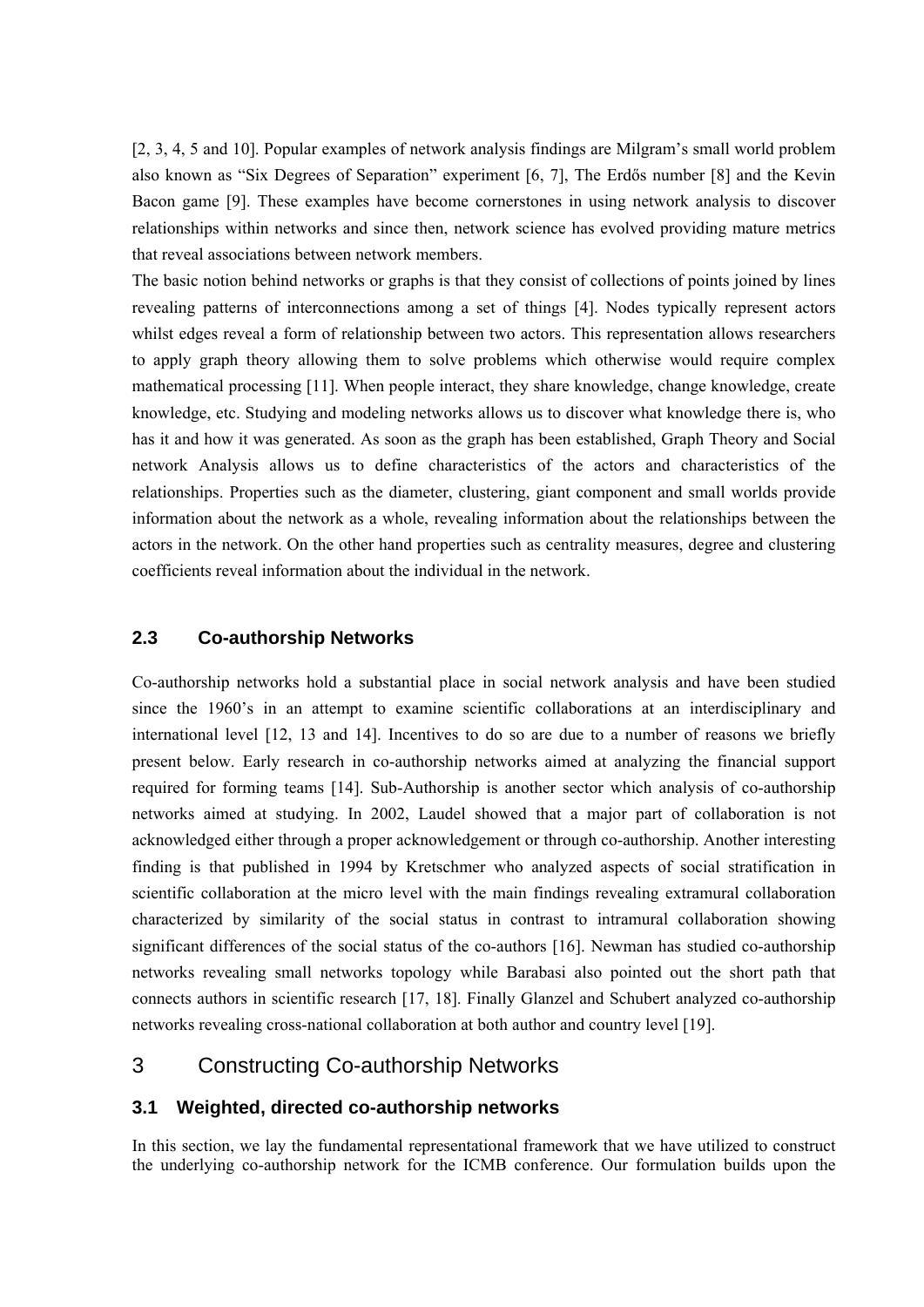[2, 3, 4, 5 and 10]. Popular examples of network analysis findings are Milgram's small world problem also known as "Six Degrees of Separation" experiment [6, 7], The Erdős number [8] and the Kevin Bacon game [9]. These examples have become cornerstones in using network analysis to discover relationships within networks and since then, network science has evolved providing mature metrics that reveal associations between network members.

The basic notion behind networks or graphs is that they consist of collections of points joined by lines revealing patterns of interconnections among a set of things [4]. Nodes typically represent actors whilst edges reveal a form of relationship between two actors. This representation allows researchers to apply graph theory allowing them to solve problems which otherwise would require complex mathematical processing [11]. When people interact, they share knowledge, change knowledge, create knowledge, etc. Studying and modeling networks allows us to discover what knowledge there is, who has it and how it was generated. As soon as the graph has been established, Graph Theory and Social network Analysis allows us to define characteristics of the actors and characteristics of the relationships. Properties such as the diameter, clustering, giant component and small worlds provide information about the network as a whole, revealing information about the relationships between the actors in the network. On the other hand properties such as centrality measures, degree and clustering coefficients reveal information about the individual in the network.

### 2.3 Co-authorship Networks

Co-authorship networks hold a substantial place in social network analysis and have been studied since the 1960's in an attempt to examine scientific collaborations at an interdisciplinary and international level [12, 13 and 14]. Incentives to do so are due to a number of reasons we briefly present below. Early research in co-authorship networks aimed at analyzing the financial support required for forming teams [14]. Sub-Authorship is another sector which analysis of co-authorship networks aimed at studying. In 2002, Laudel showed that a major part of collaboration is not acknowledged either through a proper acknowledgement or through co-authorship. Another interesting finding is that published in 1994 by Kretschmer who analyzed aspects of social stratification in scientific collaboration at the micro level with the main findings revealing extramural collaboration characterized by similarity of the social status in contrast to intramural collaboration showing significant differences of the social status of the co-authors [16]. Newman has studied co-authorship networks revealing small networks topology while Barabasi also pointed out the short path that connects authors in scientific research [17, 18]. Finally Glanzel and Schubert analyzed co-authorship networks revealing cross-national collaboration at both author and country level [19].

## 3 Constructing Co-authorship Networks

### 3.1 Weighted, directed co-authorship networks

In this section, we lay the fundamental representational framework that we have utilized to construct the underlying co-authorship network for the ICMB conference. Our formulation builds upon the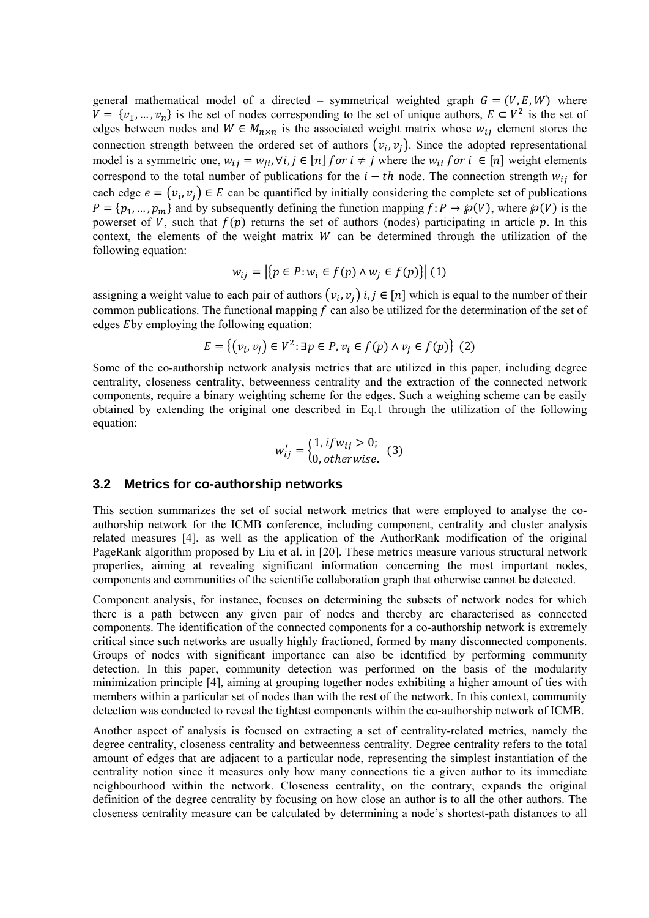general mathematical model of a directed – symmetrical weighted graph $G = (V, E, W)$ where $V = \{v_1, \dots, v_n\}$ is the set of nodes corresponding to the set of unique authors, $E \subset V^2$ is the set of edges between nodes and $W \in M_{n \times n}$ is the associated weight matrix whose $w_{ij}$ element stores the connection strength between the ordered set of authors $(v_i, v_j)$. Since the adopted representational model is a symmetric one, $w_{ij} = w_{ji}, \forall i, j \in [n]\ for\ i \neq j$ where the $w_{ii}\ for\ i \in [n]$ weight elements correspond to the total number of publications for the $i-th$ node. The connection strength $w_{ij}$ for each edge $e = (v_i, v_j) \in E$ can be quantified by initially considering the complete set of publications $P = \{p_1, \dots, p_m\}$ and by subsequently defining the function mapping $f: P \rightarrow \wp(V)$, where $\wp(V)$ is the powerset of $V$, such that $f(p)$ returns the set of authors (nodes) participating in article $p$. In this context, the elements of the weight matrix $W$ can be determined through the utilization of the following equation:

$$w_{ij} = |\{p \in P: w_i \in f(p) \wedge w_j \in f(p)\}| \ (1)$$

assigning a weight value to each pair of authors $(v_i, v_j)\ i, j \in [n]$ which is equal to the number of their common publications. The functional mapping $f$ can also be utilized for the determination of the set of edges $E$by employing the following equation:

$$E = \{(v_i, v_j) \in V^2: \exists p \in P, v_i \in f(p) \wedge v_j \in f(p)\} \ (2)$$

Some of the co-authorship network analysis metrics that are utilized in this paper, including degree centrality, closeness centrality, betweenness centrality and the extraction of the connected network components, require a binary weighting scheme for the edges. Such a weighing scheme can be easily obtained by extending the original one described in Eq.1 through the utilization of the following equation:

$$w'_{ij} = \begin{cases} 1, if w_{ij} > 0; \\ 0, otherwise. \end{cases} \ (3)$$

## 3.2 Metrics for co-authorship networks

This section summarizes the set of social network metrics that were employed to analyse the co-authorship network for the ICMB conference, including component, centrality and cluster analysis related measures [4], as well as the application of the AuthorRank modification of the original PageRank algorithm proposed by Liu et al. in [20]. These metrics measure various structural network properties, aiming at revealing significant information concerning the most important nodes, components and communities of the scientific collaboration graph that otherwise cannot be detected.

Component analysis, for instance, focuses on determining the subsets of network nodes for which there is a path between any given pair of nodes and thereby are characterised as connected components. The identification of the connected components for a co-authorship network is extremely critical since such networks are usually highly fractioned, formed by many disconnected components. Groups of nodes with significant importance can also be identified by performing community detection. In this paper, community detection was performed on the basis of the modularity minimization principle [4], aiming at grouping together nodes exhibiting a higher amount of ties with members within a particular set of nodes than with the rest of the network. In this context, community detection was conducted to reveal the tightest components within the co-authorship network of ICMB.

Another aspect of analysis is focused on extracting a set of centrality-related metrics, namely the degree centrality, closeness centrality and betweenness centrality. Degree centrality refers to the total amount of edges that are adjacent to a particular node, representing the simplest instantiation of the centrality notion since it measures only how many connections tie a given author to its immediate neighbourhood within the network. Closeness centrality, on the contrary, expands the original definition of the degree centrality by focusing on how close an author is to all the other authors. The closeness centrality measure can be calculated by determining a node's shortest-path distances to all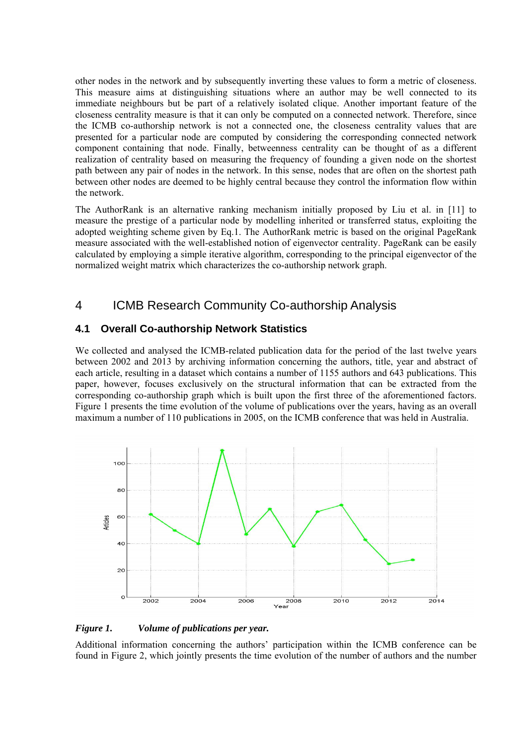other nodes in the network and by subsequently inverting these values to form a metric of closeness. This measure aims at distinguishing situations where an author may be well connected to its immediate neighbours but be part of a relatively isolated clique. Another important feature of the closeness centrality measure is that it can only be computed on a connected network. Therefore, since the ICMB co-authorship network is not a connected one, the closeness centrality values that are presented for a particular node are computed by considering the corresponding connected network component containing that node. Finally, betweenness centrality can be thought of as a different realization of centrality based on measuring the frequency of founding a given node on the shortest path between any pair of nodes in the network. In this sense, nodes that are often on the shortest path between other nodes are deemed to be highly central because they control the information flow within the network.

The AuthorRank is an alternative ranking mechanism initially proposed by Liu et al. in [11] to measure the prestige of a particular node by modelling inherited or transferred status, exploiting the adopted weighting scheme given by Eq.1. The AuthorRank metric is based on the original PageRank measure associated with the well-established notion of eigenvector centrality. PageRank can be easily calculated by employing a simple iterative algorithm, corresponding to the principal eigenvector of the normalized weight matrix which characterizes the co-authorship network graph.

# 4 ICMB Research Community Co-authorship Analysis

## 4.1 Overall Co-authorship Network Statistics

We collected and analysed the ICMB-related publication data for the period of the last twelve years between 2002 and 2013 by archiving information concerning the authors, title, year and abstract of each article, resulting in a dataset which contains a number of 1155 authors and 643 publications. This paper, however, focuses exclusively on the structural information that can be extracted from the corresponding co-authorship graph which is built upon the first three of the aforementioned factors. Figure 1 presents the time evolution of the volume of publications over the years, having as an overall maximum a number of 110 publications in 2005, on the ICMB conference that was held in Australia.

***Figure 1. Volume of publications per year.***

Additional information concerning the authors' participation within the ICMB conference can be found in Figure 2, which jointly presents the time evolution of the number of authors and the number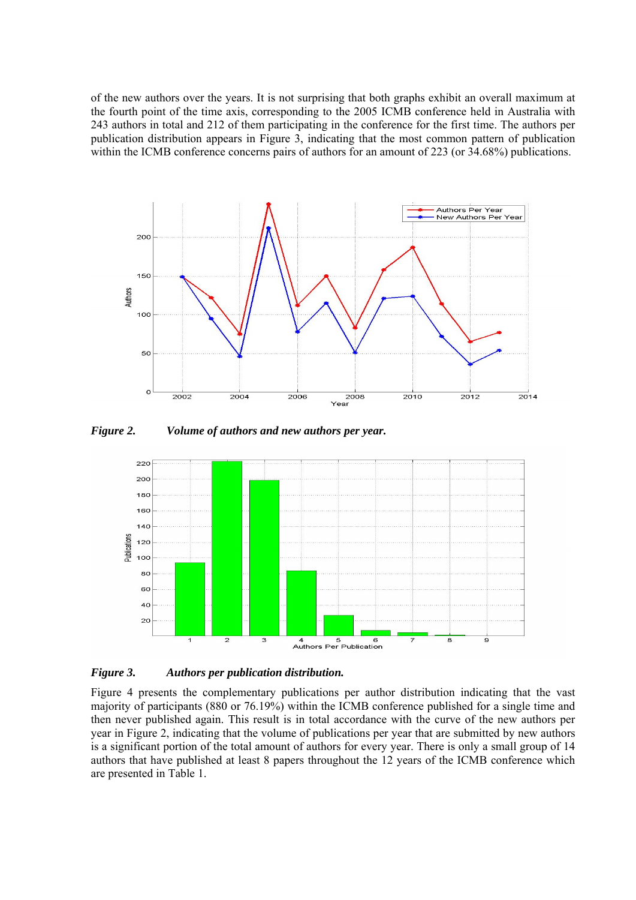of the new authors over the years. It is not surprising that both graphs exhibit an overall maximum at the fourth point of the time axis, corresponding to the 2005 ICMB conference held in Australia with 243 authors in total and 212 of them participating in the conference for the first time. The authors per publication distribution appears in Figure 3, indicating that the most common pattern of publication within the ICMB conference concerns pairs of authors for an amount of 223 (or 34.68%) publications.

***Figure 2.*** ***Volume of authors and new authors per year.***

***Figure 3.*** ***Authors per publication distribution.***

Figure 4 presents the complementary publications per author distribution indicating that the vast majority of participants (880 or 76.19%) within the ICMB conference published for a single time and then never published again. This result is in total accordance with the curve of the new authors per year in Figure 2, indicating that the volume of publications per year that are submitted by new authors is a significant portion of the total amount of authors for every year. There is only a small group of 14 authors that have published at least 8 papers throughout the 12 years of the ICMB conference which are presented in Table 1.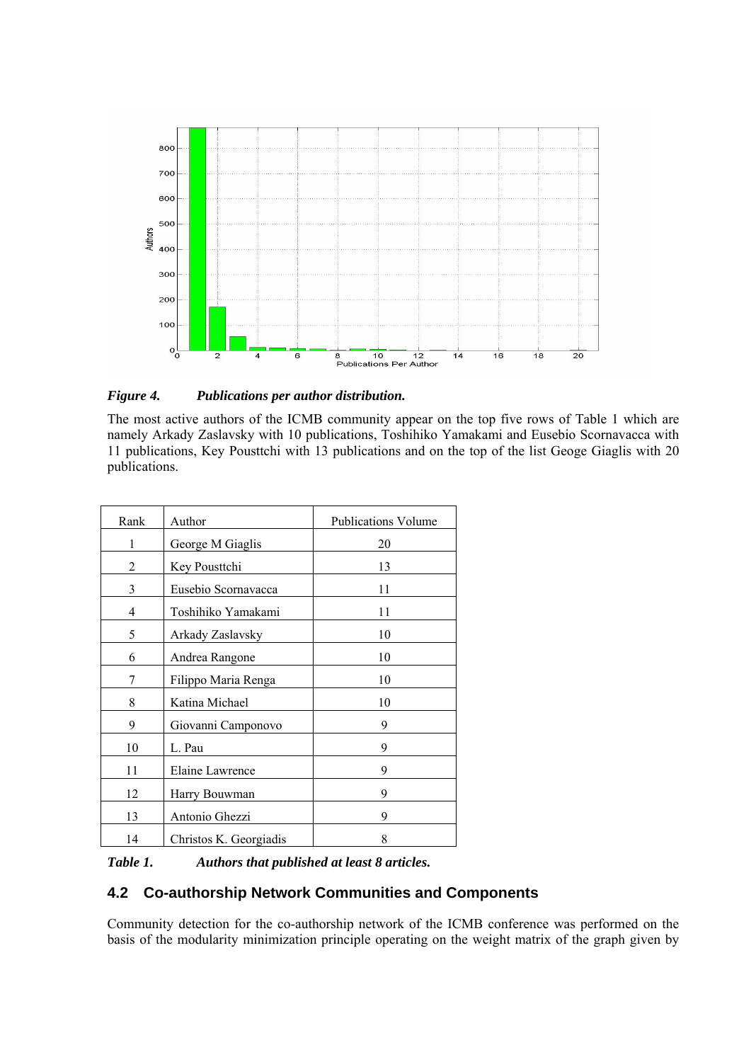*Figure 4. Publications per author distribution.*

The most active authors of the ICMB community appear on the top five rows of Table 1 which are namely Arkady Zaslavsky with 10 publications, Toshihiko Yamakami and Eusebio Scornavacca with 11 publications, Key Pousttchi with 13 publications and on the top of the list Geoge Giaglis with 20 publications.

| Rank | Author | Publications Volume |
|---|---|---|
| 1 | George M Giaglis | 20 |
| 2 | Key Pousttchi | 13 |
| 3 | Eusebio Scornavacca | 11 |
| 4 | Toshihiko Yamakami | 11 |
| 5 | Arkady Zaslavsky | 10 |
| 6 | Andrea Rangone | 10 |
| 7 | Filippo Maria Renga | 10 |
| 8 | Katina Michael | 10 |
| 9 | Giovanni Camponovo | 9 |
| 10 | L. Pau | 9 |
| 11 | Elaine Lawrence | 9 |
| 12 | Harry Bouwman | 9 |
| 13 | Antonio Ghezzi | 9 |
| 14 | Christos K. Georgiadis | 8 |

*Table 1. Authors that published at least 8 articles.*

### 4.2 Co-authorship Network Communities and Components

Community detection for the co-authorship network of the ICMB conference was performed on the basis of the modularity minimization principle operating on the weight matrix of the graph given by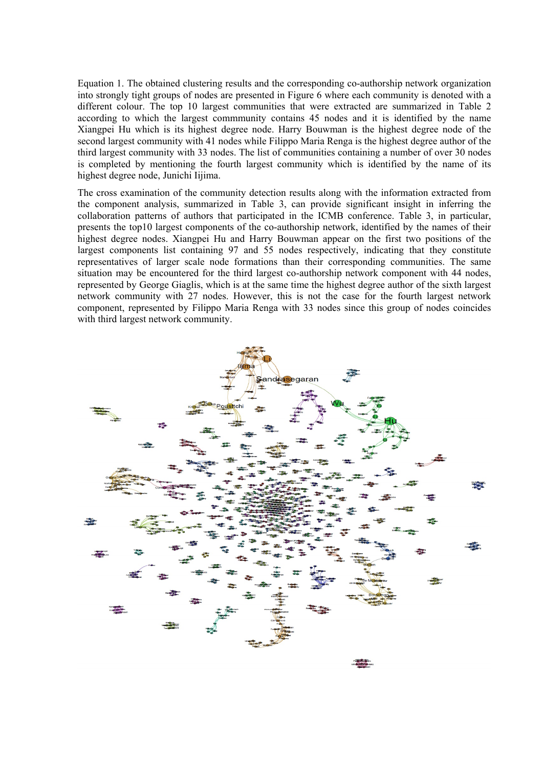Equation 1. The obtained clustering results and the corresponding co-authorship network organization into strongly tight groups of nodes are presented in Figure 6 where each community is denoted with a different colour. The top 10 largest communities that were extracted are summarized in Table 2 according to which the largest commmunity contains 45 nodes and it is identified by the name Xiangpei Hu which is its highest degree node. Harry Bouwman is the highest degree node of the second largest community with 41 nodes while Filippo Maria Renga is the highest degree author of the third largest community with 33 nodes. The list of communities containing a number of over 30 nodes is completed by mentioning the fourth largest community which is identified by the name of its highest degree node, Junichi Iijima.

The cross examination of the community detection results along with the information extracted from the component analysis, summarized in Table 3, can provide significant insight in inferring the collaboration patterns of authors that participated in the ICMB conference. Table 3, in particular, presents the top10 largest components of the co-authorship network, identified by the names of their highest degree nodes. Xiangpei Hu and Harry Bouwman appear on the first two positions of the largest components list containing 97 and 55 nodes respectively, indicating that they constitute representatives of larger scale node formations than their corresponding communities. The same situation may be encountered for the third largest co-authorship network component with 44 nodes, represented by George Giaglis, which is at the same time the highest degree author of the sixth largest network community with 27 nodes. However, this is not the case for the fourth largest network component, represented by Filippo Maria Renga with 33 nodes since this group of nodes coincides with third largest network community.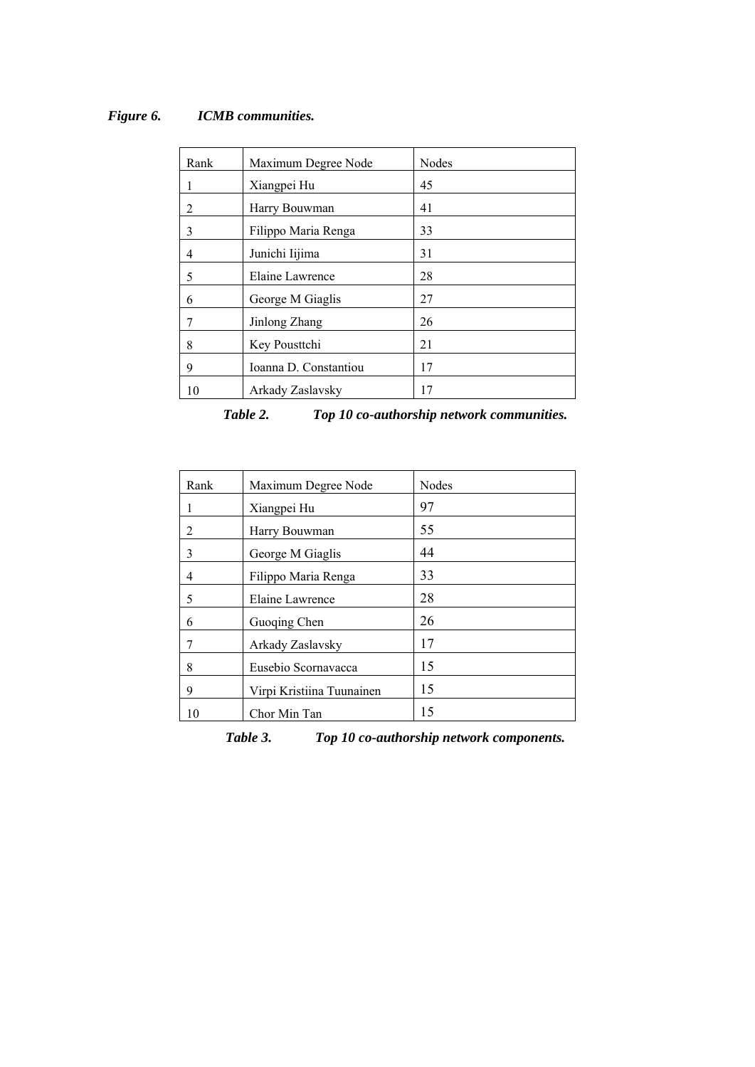*Figure 6. ICMB communities.*

| Rank | Maximum Degree Node | Nodes |
|---|---|---|
| 1 | Xiangpei Hu | 45 |
| 2 | Harry Bouwman | 41 |
| 3 | Filippo Maria Renga | 33 |
| 4 | Junichi Iijima | 31 |
| 5 | Elaine Lawrence | 28 |
| 6 | George M Giaglis | 27 |
| 7 | Jinlong Zhang | 26 |
| 8 | Key Pousttchi | 21 |
| 9 | Ioanna D. Constantiou | 17 |
| 10 | Arkady Zaslavsky | 17 |

***Table 2. Top 10 co-authorship network communities.***

| Rank | Maximum Degree Node | Nodes |
|---|---|---|
| 1 | Xiangpei Hu | 97 |
| 2 | Harry Bouwman | 55 |
| 3 | George M Giaglis | 44 |
| 4 | Filippo Maria Renga | 33 |
| 5 | Elaine Lawrence | 28 |
| 6 | Guoqing Chen | 26 |
| 7 | Arkady Zaslavsky | 17 |
| 8 | Eusebio Scornavacca | 15 |
| 9 | Virpi Kristiina Tuunainen | 15 |
| 10 | Chor Min Tan | 15 |

***Table 3. Top 10 co-authorship network components.***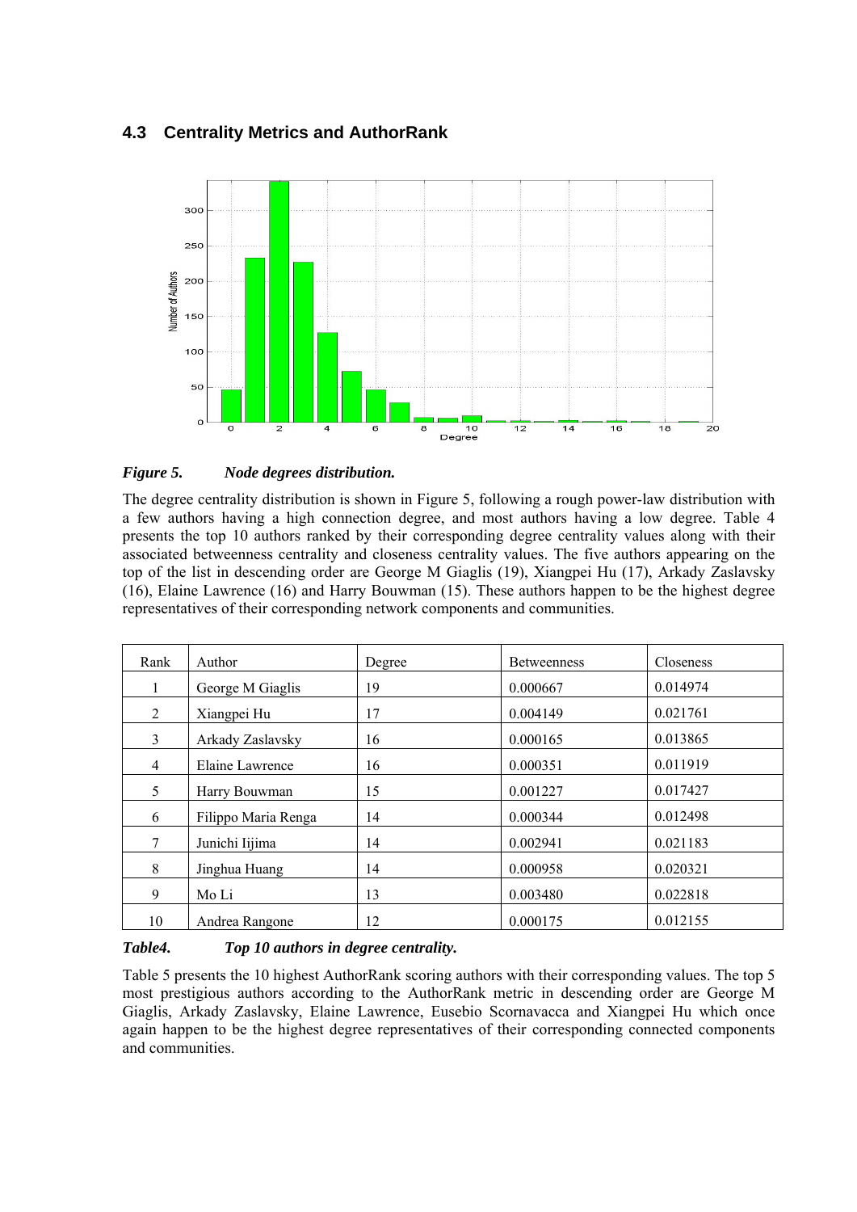### 4.3 Centrality Metrics and AuthorRank

*Figure 5. Node degrees distribution.*

The degree centrality distribution is shown in Figure 5, following a rough power-law distribution with a few authors having a high connection degree, and most authors having a low degree. Table 4 presents the top 10 authors ranked by their corresponding degree centrality values along with their associated betweenness centrality and closeness centrality values. The five authors appearing on the top of the list in descending order are George M Giaglis (19), Xiangpei Hu (17), Arkady Zaslavsky (16), Elaine Lawrence (16) and Harry Bouwman (15). These authors happen to be the highest degree representatives of their corresponding network components and communities.

| Rank | Author | Degree | Betweenness | Closeness |
|---|---|---|---|---|
| 1 | George M Giaglis | 19 | 0.000667 | 0.014974 |
| 2 | Xiangpei Hu | 17 | 0.004149 | 0.021761 |
| 3 | Arkady Zaslavsky | 16 | 0.000165 | 0.013865 |
| 4 | Elaine Lawrence | 16 | 0.000351 | 0.011919 |
| 5 | Harry Bouwman | 15 | 0.001227 | 0.017427 |
| 6 | Filippo Maria Renga | 14 | 0.000344 | 0.012498 |
| 7 | Junichi Iijima | 14 | 0.002941 | 0.021183 |
| 8 | Jinghua Huang | 14 | 0.000958 | 0.020321 |
| 9 | Mo Li | 13 | 0.003480 | 0.022818 |
| 10 | Andrea Rangone | 12 | 0.000175 | 0.012155 |

*Table4. Top 10 authors in degree centrality.*

Table 5 presents the 10 highest AuthorRank scoring authors with their corresponding values. The top 5 most prestigious authors according to the AuthorRank metric in descending order are George M Giaglis, Arkady Zaslavsky, Elaine Lawrence, Eusebio Scornavacca and Xiangpei Hu which once again happen to be the highest degree representatives of their corresponding connected components and communities.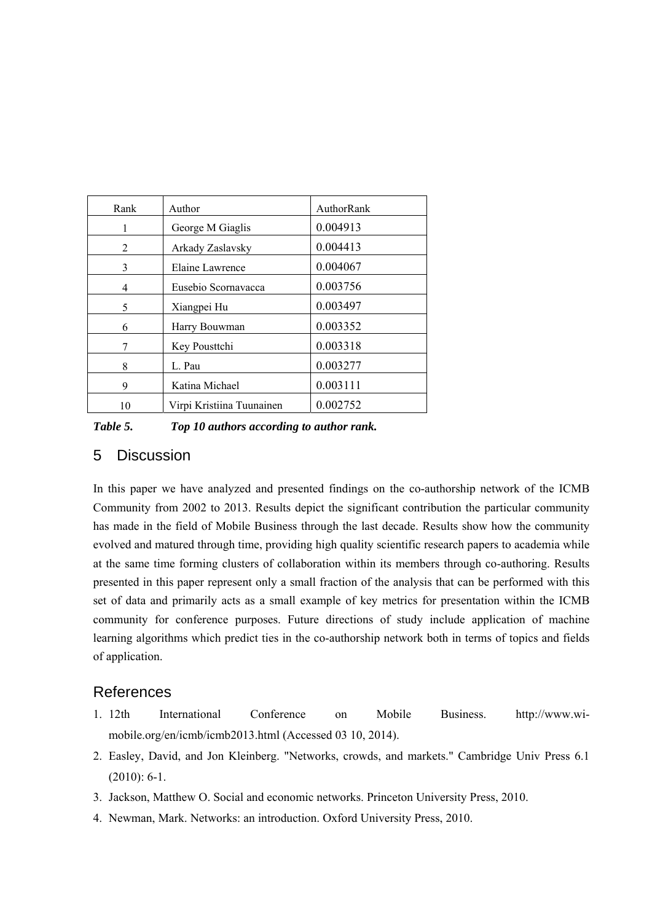| Rank | Author | AuthorRank |
|---|---|---|
| 1 | George M Giaglis | 0.004913 |
| 2 | Arkady Zaslavsky | 0.004413 |
| 3 | Elaine Lawrence | 0.004067 |
| 4 | Eusebio Scornavacca | 0.003756 |
| 5 | Xiangpei Hu | 0.003497 |
| 6 | Harry Bouwman | 0.003352 |
| 7 | Key Pousttchi | 0.003318 |
| 8 | L. Pau | 0.003277 |
| 9 | Katina Michael | 0.003111 |
| 10 | Virpi Kristiina Tuunainen | 0.002752 |

***Table 5. Top 10 authors according to author rank.***

## 5 Discussion

In this paper we have analyzed and presented findings on the co-authorship network of the ICMB Community from 2002 to 2013. Results depict the significant contribution the particular community has made in the field of Mobile Business through the last decade. Results show how the community evolved and matured through time, providing high quality scientific research papers to academia while at the same time forming clusters of collaboration within its members through co-authoring. Results presented in this paper represent only a small fraction of the analysis that can be performed with this set of data and primarily acts as a small example of key metrics for presentation within the ICMB community for conference purposes. Future directions of study include application of machine learning algorithms which predict ties in the co-authorship network both in terms of topics and fields of application.

## References

1. 12th International Conference on Mobile Business. http://www.wi-mobile.org/en/icmb/icmb2013.html (Accessed 03 10, 2014).
2. Easley, David, and Jon Kleinberg. "Networks, crowds, and markets." Cambridge Univ Press 6.1 (2010): 6-1.
3. Jackson, Matthew O. Social and economic networks. Princeton University Press, 2010.
4. Newman, Mark. Networks: an introduction. Oxford University Press, 2010.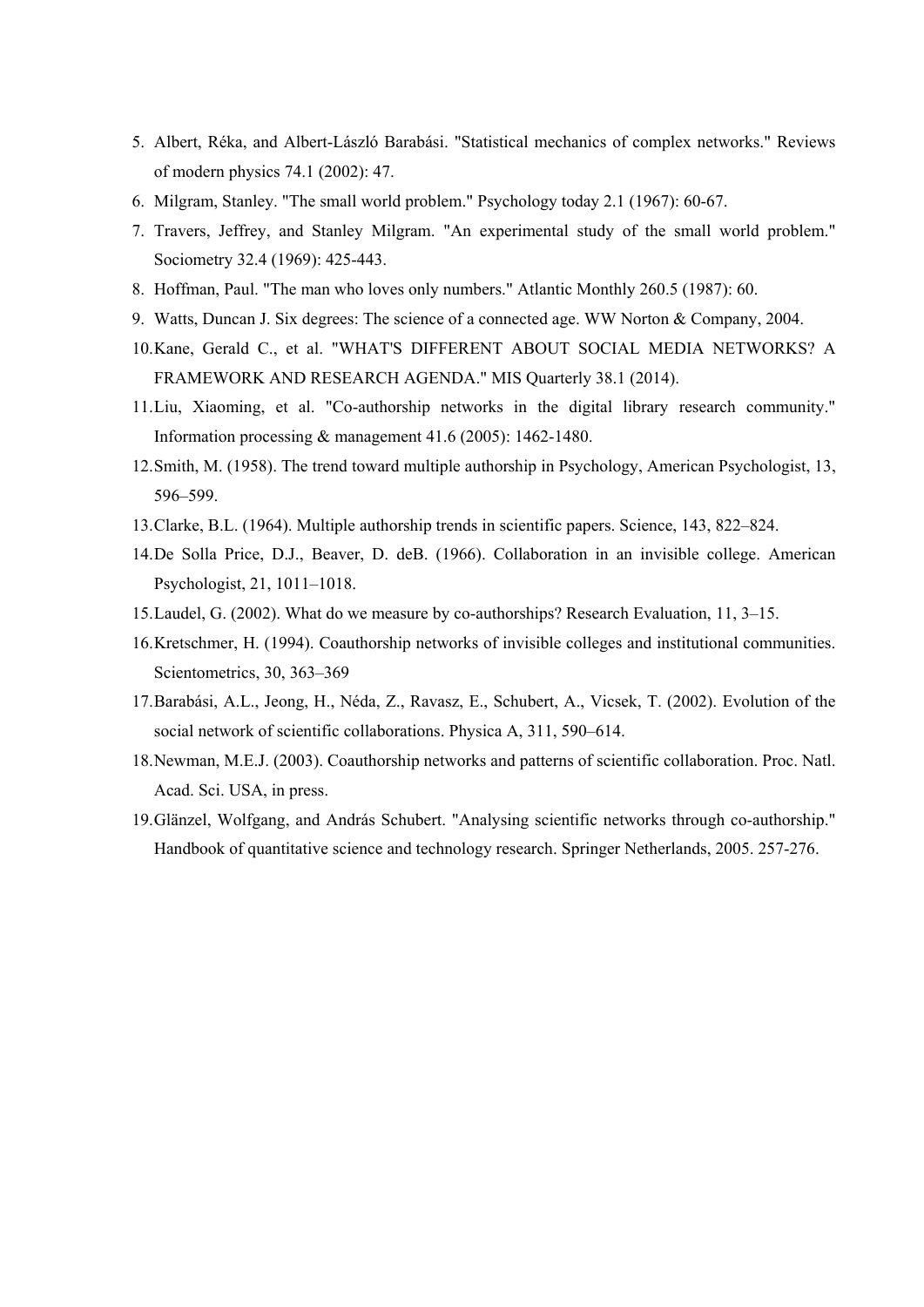5. Albert, Réka, and Albert-László Barabási. "Statistical mechanics of complex networks." Reviews of modern physics 74.1 (2002): 47.
6. Milgram, Stanley. "The small world problem." Psychology today 2.1 (1967): 60-67.
7. Travers, Jeffrey, and Stanley Milgram. "An experimental study of the small world problem." Sociometry 32.4 (1969): 425-443.
8. Hoffman, Paul. "The man who loves only numbers." Atlantic Monthly 260.5 (1987): 60.
9. Watts, Duncan J. Six degrees: The science of a connected age. WW Norton & Company, 2004.
10. Kane, Gerald C., et al. "WHAT'S DIFFERENT ABOUT SOCIAL MEDIA NETWORKS? A FRAMEWORK AND RESEARCH AGENDA." MIS Quarterly 38.1 (2014).
11. Liu, Xiaoming, et al. "Co-authorship networks in the digital library research community." Information processing & management 41.6 (2005): 1462-1480.
12. Smith, M. (1958). The trend toward multiple authorship in Psychology, American Psychologist, 13, 596–599.
13. Clarke, B.L. (1964). Multiple authorship trends in scientific papers. Science, 143, 822–824.
14. De Solla Price, D.J., Beaver, D. deB. (1966). Collaboration in an invisible college. American Psychologist, 21, 1011–1018.
15. Laudel, G. (2002). What do we measure by co-authorships? Research Evaluation, 11, 3–15.
16. Kretschmer, H. (1994). Coauthorship networks of invisible colleges and institutional communities. Scientometrics, 30, 363–369
17. Barabási, A.L., Jeong, H., Néda, Z., Ravasz, E., Schubert, A., Vicsek, T. (2002). Evolution of the social network of scientific collaborations. Physica A, 311, 590–614.
18. Newman, M.E.J. (2003). Coauthorship networks and patterns of scientific collaboration. Proc. Natl. Acad. Sci. USA, in press.
19. Glänzel, Wolfgang, and András Schubert. "Analysing scientific networks through co-authorship." Handbook of quantitative science and technology research. Springer Netherlands, 2005. 257-276.